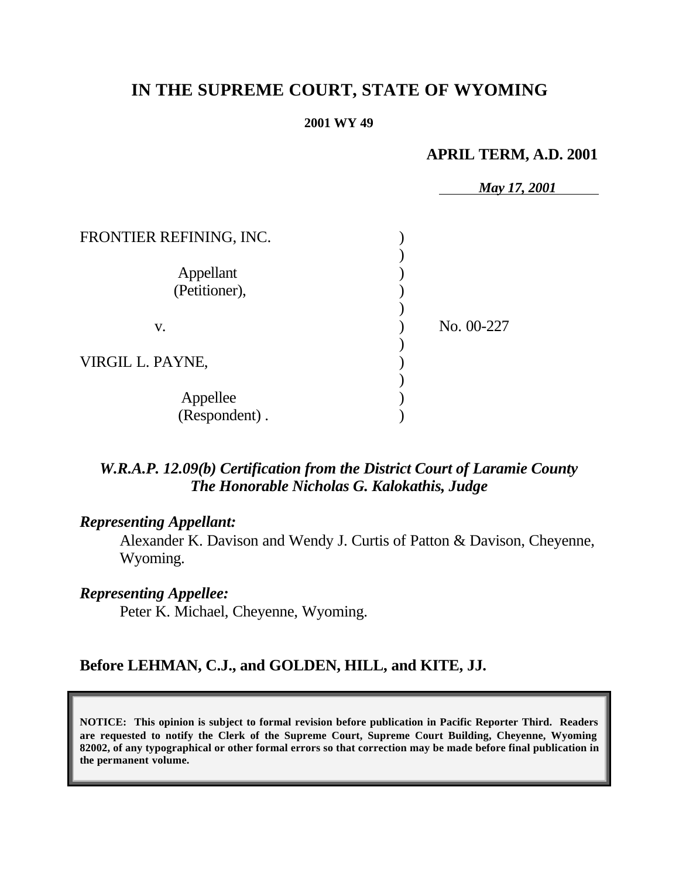# IN THE SUPREME COURT, STATE OF WYOMING

**2001 WY 49**

**APRIL TERM, A.D. 2001**

***May 17, 2001***

FRONTIER REFINING, INC.

Appellant (Petitioner),

v.

VIRGIL L. PAYNE,

Appellee (Respondent) .

No. 00-227

***W.R.A.P. 12.09(b) Certification from the District Court of Laramie County***
***The Honorable Nicholas G. Kalokathis, Judge***

***Representing Appellant:***

Alexander K. Davison and Wendy J. Curtis of Patton & Davison, Cheyenne, Wyoming.

***Representing Appellee:***

Peter K. Michael, Cheyenne, Wyoming.

**Before LEHMAN, C.J., and GOLDEN, HILL, and KITE, JJ.**

**NOTICE: This opinion is subject to formal revision before publication in Pacific Reporter Third. Readers are requested to notify the Clerk of the Supreme Court, Supreme Court Building, Cheyenne, Wyoming 82002, of any typographical or other formal errors so that correction may be made before final publication in the permanent volume.**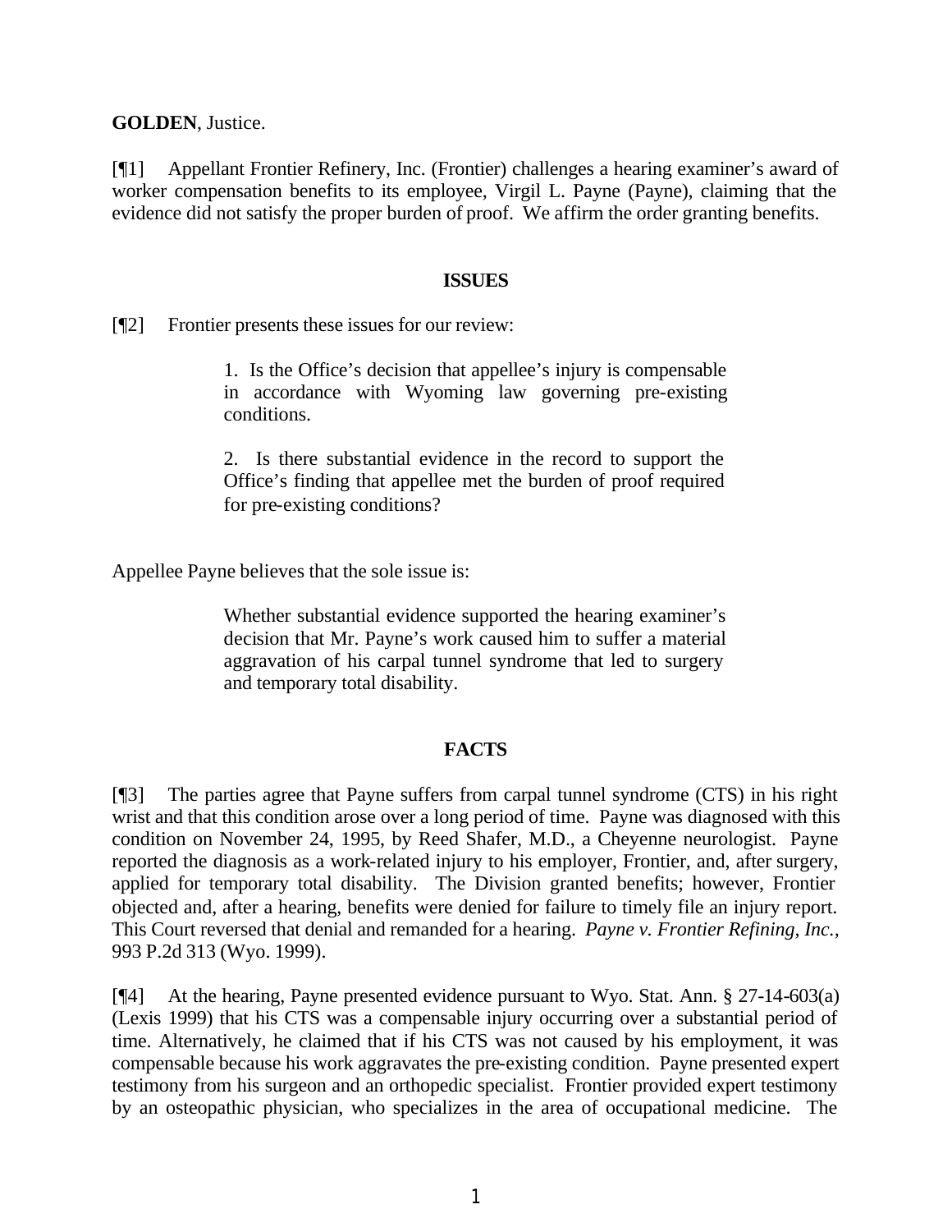**GOLDEN**, Justice.

[¶1] Appellant Frontier Refinery, Inc. (Frontier) challenges a hearing examiner's award of worker compensation benefits to its employee, Virgil L. Payne (Payne), claiming that the evidence did not satisfy the proper burden of proof. We affirm the order granting benefits.

## ISSUES

[¶2] Frontier presents these issues for our review:

> 1. Is the Office's decision that appellee's injury is compensable in accordance with Wyoming law governing pre-existing conditions.
>
> 2. Is there substantial evidence in the record to support the Office's finding that appellee met the burden of proof required for pre-existing conditions?

Appellee Payne believes that the sole issue is:

> Whether substantial evidence supported the hearing examiner's decision that Mr. Payne's work caused him to suffer a material aggravation of his carpal tunnel syndrome that led to surgery and temporary total disability.

## FACTS

[¶3] The parties agree that Payne suffers from carpal tunnel syndrome (CTS) in his right wrist and that this condition arose over a long period of time. Payne was diagnosed with this condition on November 24, 1995, by Reed Shafer, M.D., a Cheyenne neurologist. Payne reported the diagnosis as a work-related injury to his employer, Frontier, and, after surgery, applied for temporary total disability. The Division granted benefits; however, Frontier objected and, after a hearing, benefits were denied for failure to timely file an injury report. This Court reversed that denial and remanded for a hearing. *Payne v. Frontier Refining, Inc.*, 993 P.2d 313 (Wyo. 1999).

[¶4] At the hearing, Payne presented evidence pursuant to Wyo. Stat. Ann. § 27-14-603(a) (Lexis 1999) that his CTS was a compensable injury occurring over a substantial period of time. Alternatively, he claimed that if his CTS was not caused by his employment, it was compensable because his work aggravates the pre-existing condition. Payne presented expert testimony from his surgeon and an orthopedic specialist. Frontier provided expert testimony by an osteopathic physician, who specializes in the area of occupational medicine. The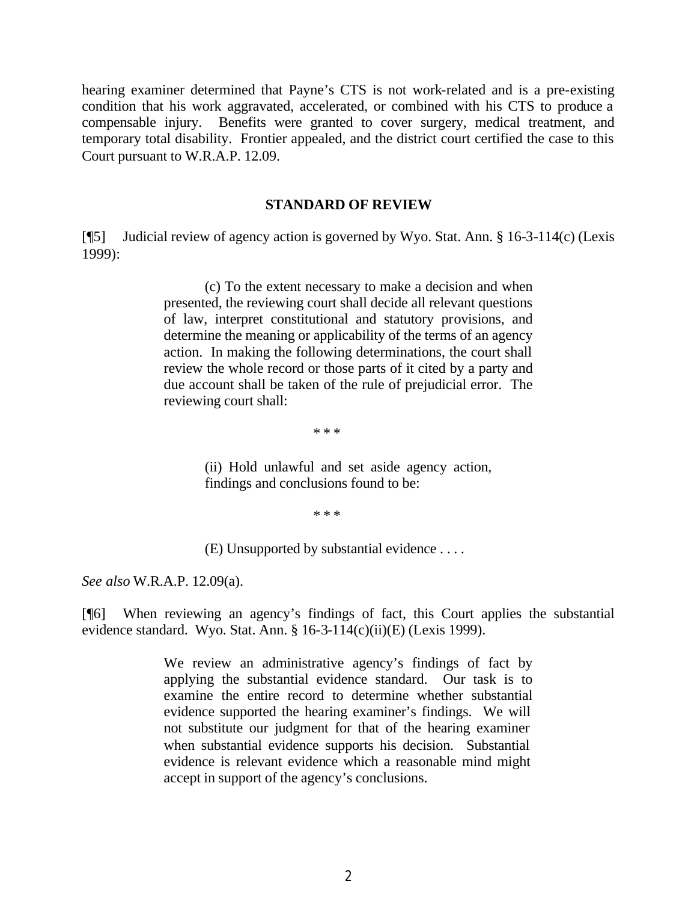hearing examiner determined that Payne's CTS is not work-related and is a pre-existing condition that his work aggravated, accelerated, or combined with his CTS to produce a compensable injury. Benefits were granted to cover surgery, medical treatment, and temporary total disability. Frontier appealed, and the district court certified the case to this Court pursuant to W.R.A.P. 12.09.

## STANDARD OF REVIEW

[¶5] Judicial review of agency action is governed by Wyo. Stat. Ann. § 16-3-114(c) (Lexis 1999):

> (c) To the extent necessary to make a decision and when presented, the reviewing court shall decide all relevant questions of law, interpret constitutional and statutory provisions, and determine the meaning or applicability of the terms of an agency action. In making the following determinations, the court shall review the whole record or those parts of it cited by a party and due account shall be taken of the rule of prejudicial error. The reviewing court shall:
>
> \* \* \*
>
> > (ii) Hold unlawful and set aside agency action, findings and conclusions found to be:
> >
> > \* \* \*
> >
> > (E) Unsupported by substantial evidence . . . .

*See also* W.R.A.P. 12.09(a).

[¶6] When reviewing an agency's findings of fact, this Court applies the substantial evidence standard. Wyo. Stat. Ann. § 16-3-114(c)(ii)(E) (Lexis 1999).

> We review an administrative agency's findings of fact by applying the substantial evidence standard. Our task is to examine the entire record to determine whether substantial evidence supported the hearing examiner's findings. We will not substitute our judgment for that of the hearing examiner when substantial evidence supports his decision. Substantial evidence is relevant evidence which a reasonable mind might accept in support of the agency's conclusions.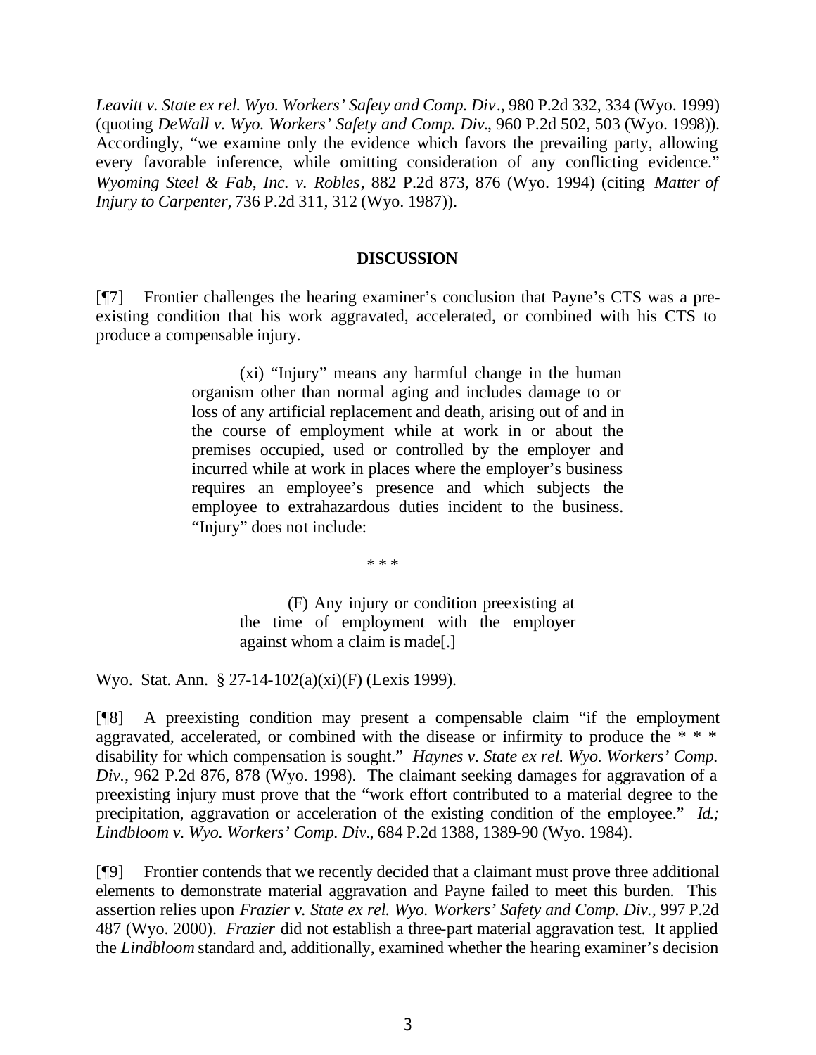*Leavitt v. State ex rel. Wyo. Workers' Safety and Comp. Div*., 980 P.2d 332, 334 (Wyo. 1999) (quoting *DeWall v. Wyo. Workers' Safety and Comp. Div*., 960 P.2d 502, 503 (Wyo. 1998)). Accordingly, "we examine only the evidence which favors the prevailing party, allowing every favorable inference, while omitting consideration of any conflicting evidence." *Wyoming Steel & Fab, Inc. v. Robles*, 882 P.2d 873, 876 (Wyo. 1994) (citing *Matter of Injury to Carpenter*, 736 P.2d 311, 312 (Wyo. 1987)).

## DISCUSSION

[¶7] Frontier challenges the hearing examiner's conclusion that Payne's CTS was a pre-existing condition that his work aggravated, accelerated, or combined with his CTS to produce a compensable injury.

> (xi) "Injury" means any harmful change in the human organism other than normal aging and includes damage to or loss of any artificial replacement and death, arising out of and in the course of employment while at work in or about the premises occupied, used or controlled by the employer and incurred while at work in places where the employer's business requires an employee's presence and which subjects the employee to extrahazardous duties incident to the business. "Injury" does not include:
>
> \* \* \*
>
> > (F) Any injury or condition preexisting at the time of employment with the employer against whom a claim is made[.]

Wyo. Stat. Ann. § 27-14-102(a)(xi)(F) (Lexis 1999).

[¶8] A preexisting condition may present a compensable claim "if the employment aggravated, accelerated, or combined with the disease or infirmity to produce the * * * disability for which compensation is sought." *Haynes v. State ex rel. Wyo. Workers' Comp. Div.*, 962 P.2d 876, 878 (Wyo. 1998). The claimant seeking damages for aggravation of a preexisting injury must prove that the "work effort contributed to a material degree to the precipitation, aggravation or acceleration of the existing condition of the employee." *Id.; Lindbloom v. Wyo. Workers' Comp. Div*., 684 P.2d 1388, 1389-90 (Wyo. 1984).

[¶9] Frontier contends that we recently decided that a claimant must prove three additional elements to demonstrate material aggravation and Payne failed to meet this burden. This assertion relies upon *Frazier v. State ex rel. Wyo. Workers' Safety and Comp. Div.*, 997 P.2d 487 (Wyo. 2000). *Frazier* did not establish a three-part material aggravation test. It applied the *Lindbloom* standard and, additionally, examined whether the hearing examiner's decision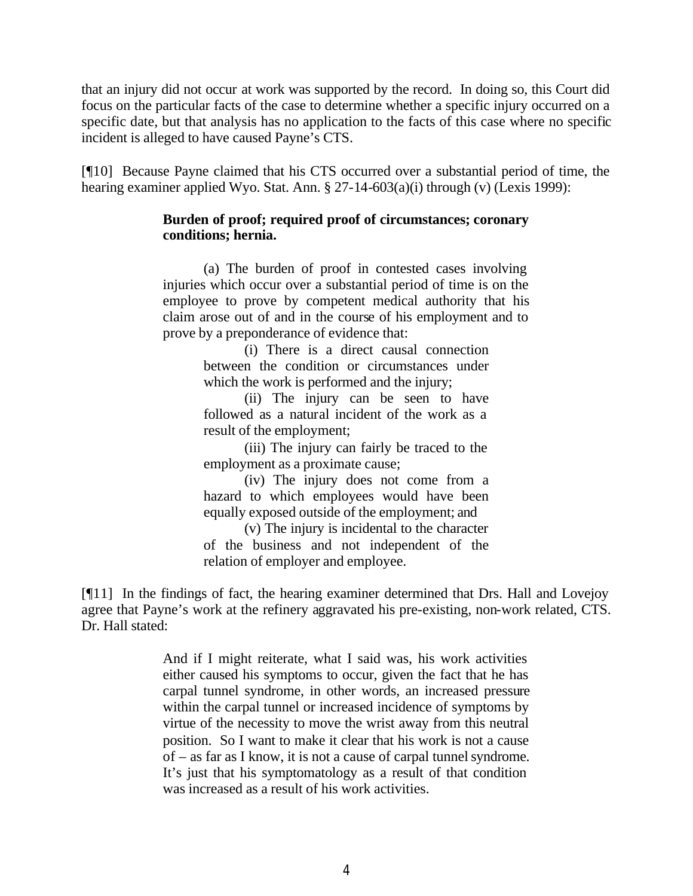that an injury did not occur at work was supported by the record. In doing so, this Court did focus on the particular facts of the case to determine whether a specific injury occurred on a specific date, but that analysis has no application to the facts of this case where no specific incident is alleged to have caused Payne's CTS.

[¶10] Because Payne claimed that his CTS occurred over a substantial period of time, the hearing examiner applied Wyo. Stat. Ann. § 27-14-603(a)(i) through (v) (Lexis 1999):

> **Burden of proof; required proof of circumstances; coronary conditions; hernia.**
>
> (a) The burden of proof in contested cases involving injuries which occur over a substantial period of time is on the employee to prove by competent medical authority that his claim arose out of and in the course of his employment and to prove by a preponderance of evidence that:
>
> > (i) There is a direct causal connection between the condition or circumstances under which the work is performed and the injury;
> >
> > (ii) The injury can be seen to have followed as a natural incident of the work as a result of the employment;
> >
> > (iii) The injury can fairly be traced to the employment as a proximate cause;
> >
> > (iv) The injury does not come from a hazard to which employees would have been equally exposed outside of the employment; and
> >
> > (v) The injury is incidental to the character of the business and not independent of the relation of employer and employee.

[¶11] In the findings of fact, the hearing examiner determined that Drs. Hall and Lovejoy agree that Payne's work at the refinery aggravated his pre-existing, non-work related, CTS. Dr. Hall stated:

> And if I might reiterate, what I said was, his work activities either caused his symptoms to occur, given the fact that he has carpal tunnel syndrome, in other words, an increased pressure within the carpal tunnel or increased incidence of symptoms by virtue of the necessity to move the wrist away from this neutral position. So I want to make it clear that his work is not a cause of – as far as I know, it is not a cause of carpal tunnel syndrome. It's just that his symptomatology as a result of that condition was increased as a result of his work activities.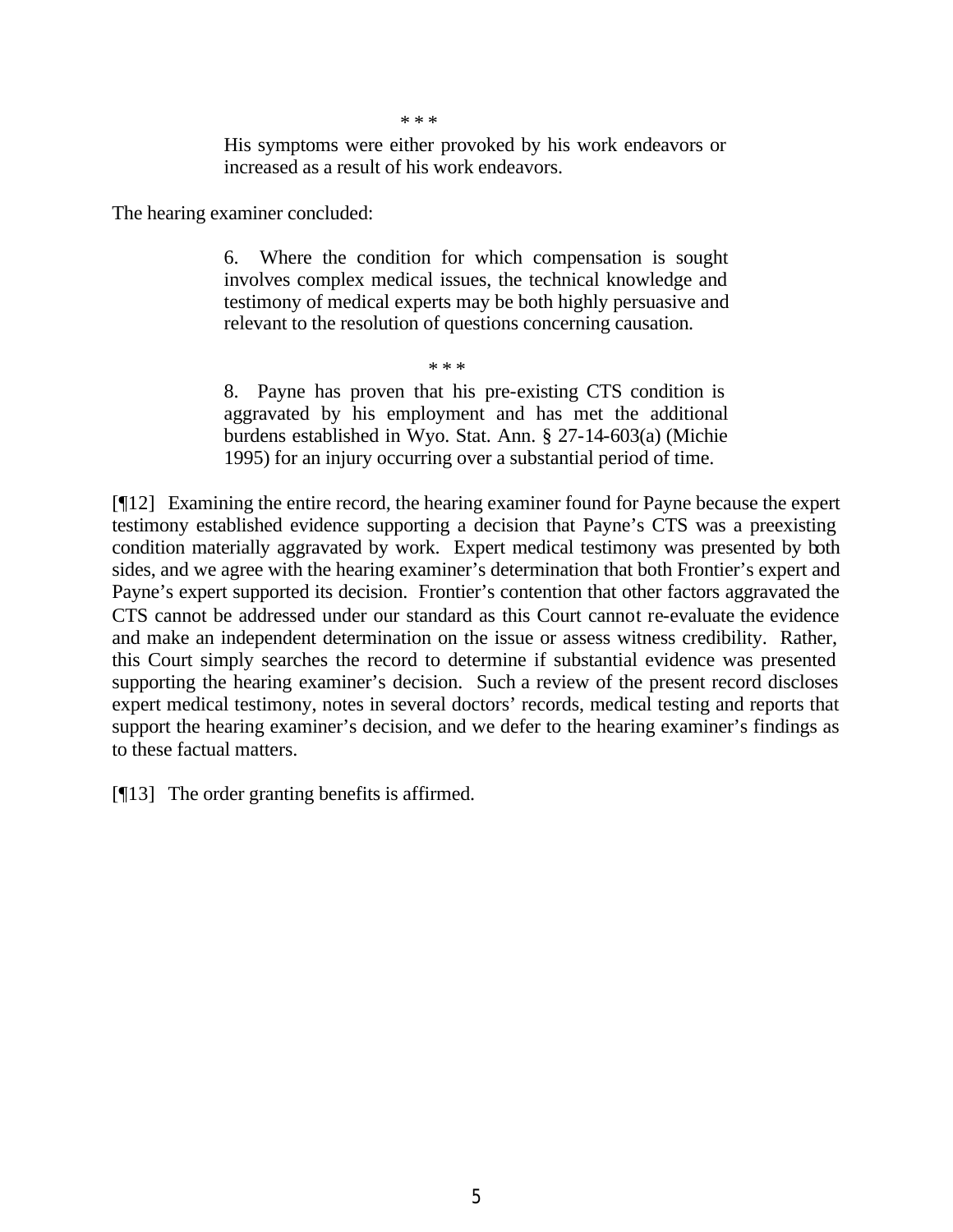\* \* \*

> His symptoms were either provoked by his work endeavors or increased as a result of his work endeavors.

The hearing examiner concluded:

> 6. Where the condition for which compensation is sought involves complex medical issues, the technical knowledge and testimony of medical experts may be both highly persuasive and relevant to the resolution of questions concerning causation.
>
> \* \* \*
>
> 8. Payne has proven that his pre-existing CTS condition is aggravated by his employment and has met the additional burdens established in Wyo. Stat. Ann. § 27-14-603(a) (Michie 1995) for an injury occurring over a substantial period of time.

[¶12] Examining the entire record, the hearing examiner found for Payne because the expert testimony established evidence supporting a decision that Payne's CTS was a preexisting condition materially aggravated by work. Expert medical testimony was presented by both sides, and we agree with the hearing examiner's determination that both Frontier's expert and Payne's expert supported its decision. Frontier's contention that other factors aggravated the CTS cannot be addressed under our standard as this Court cannot re-evaluate the evidence and make an independent determination on the issue or assess witness credibility. Rather, this Court simply searches the record to determine if substantial evidence was presented supporting the hearing examiner's decision. Such a review of the present record discloses expert medical testimony, notes in several doctors' records, medical testing and reports that support the hearing examiner's decision, and we defer to the hearing examiner's findings as to these factual matters.

[¶13] The order granting benefits is affirmed.